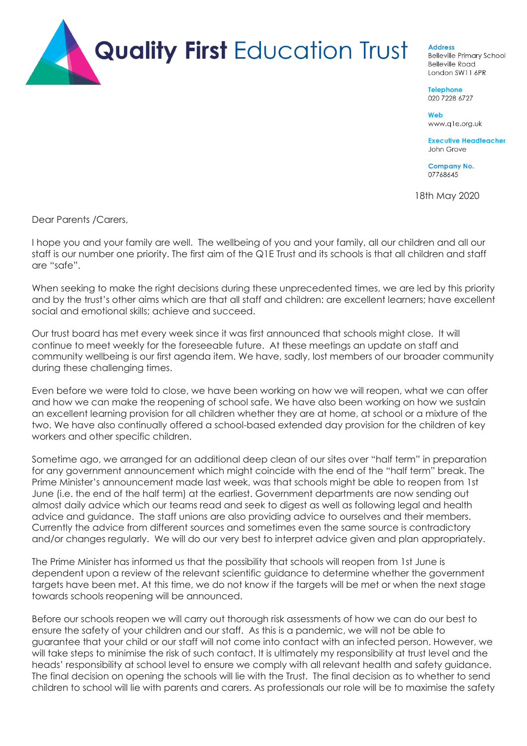# **Quality First** Education Trust

**Address**
Belleville Primary School
Belleville Road
London SW11 6PR

**Telephone**
020 7228 6727

**Web**
www.q1e.org.uk

**Executive Headteacher**
John Grove

**Company No.**
07768645

18th May 2020

Dear Parents /Carers,

I hope you and your family are well. The wellbeing of you and your family, all our children and all our staff is our number one priority. The first aim of the Q1E Trust and its schools is that all children and staff are "safe".

When seeking to make the right decisions during these unprecedented times, we are led by this priority and by the trust's other aims which are that all staff and children: are excellent learners; have excellent social and emotional skills; achieve and succeed.

Our trust board has met every week since it was first announced that schools might close. It will continue to meet weekly for the foreseeable future. At these meetings an update on staff and community wellbeing is our first agenda item. We have, sadly, lost members of our broader community during these challenging times.

Even before we were told to close, we have been working on how we will reopen, what we can offer and how we can make the reopening of school safe. We have also been working on how we sustain an excellent learning provision for all children whether they are at home, at school or a mixture of the two. We have also continually offered a school-based extended day provision for the children of key workers and other specific children.

Sometime ago, we arranged for an additional deep clean of our sites over "half term" in preparation for any government announcement which might coincide with the end of the "half term" break. The Prime Minister's announcement made last week, was that schools might be able to reopen from 1st June (i.e. the end of the half term) at the earliest. Government departments are now sending out almost daily advice which our teams read and seek to digest as well as following legal and health advice and guidance. The staff unions are also providing advice to ourselves and their members. Currently the advice from different sources and sometimes even the same source is contradictory and/or changes regularly. We will do our very best to interpret advice given and plan appropriately.

The Prime Minister has informed us that the possibility that schools will reopen from 1st June is dependent upon a review of the relevant scientific guidance to determine whether the government targets have been met. At this time, we do not know if the targets will be met or when the next stage towards schools reopening will be announced.

Before our schools reopen we will carry out thorough risk assessments of how we can do our best to ensure the safety of your children and our staff. As this is a pandemic, we will not be able to guarantee that your child or our staff will not come into contact with an infected person. However, we will take steps to minimise the risk of such contact. It is ultimately my responsibility at trust level and the heads' responsibility at school level to ensure we comply with all relevant health and safety guidance. The final decision on opening the schools will lie with the Trust. The final decision as to whether to send children to school will lie with parents and carers. As professionals our role will be to maximise the safety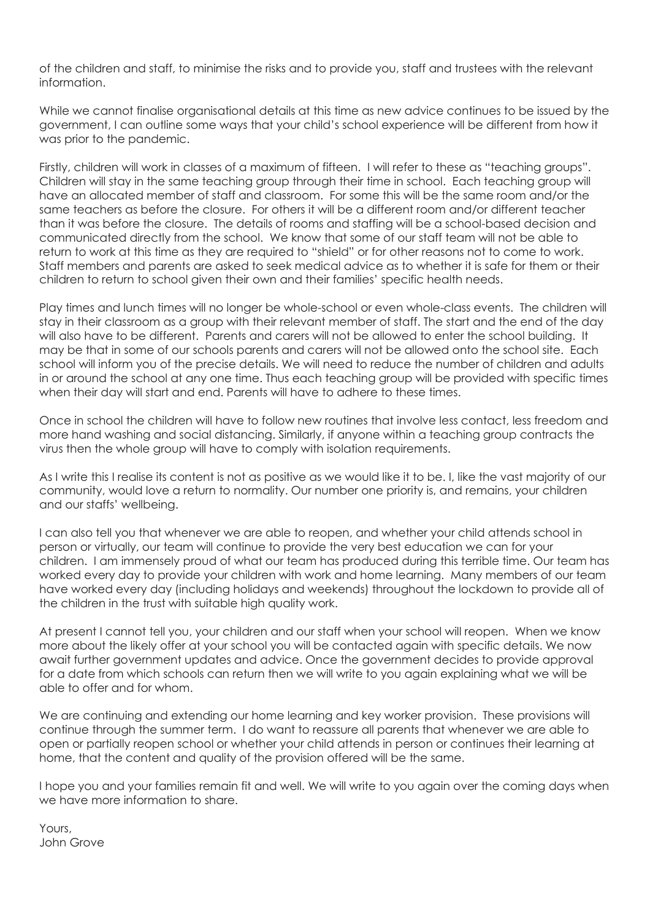of the children and staff, to minimise the risks and to provide you, staff and trustees with the relevant information.

While we cannot finalise organisational details at this time as new advice continues to be issued by the government, I can outline some ways that your child's school experience will be different from how it was prior to the pandemic.

Firstly, children will work in classes of a maximum of fifteen. I will refer to these as "teaching groups". Children will stay in the same teaching group through their time in school. Each teaching group will have an allocated member of staff and classroom. For some this will be the same room and/or the same teachers as before the closure. For others it will be a different room and/or different teacher than it was before the closure. The details of rooms and staffing will be a school-based decision and communicated directly from the school. We know that some of our staff team will not be able to return to work at this time as they are required to "shield" or for other reasons not to come to work. Staff members and parents are asked to seek medical advice as to whether it is safe for them or their children to return to school given their own and their families' specific health needs.

Play times and lunch times will no longer be whole-school or even whole-class events. The children will stay in their classroom as a group with their relevant member of staff. The start and the end of the day will also have to be different. Parents and carers will not be allowed to enter the school building. It may be that in some of our schools parents and carers will not be allowed onto the school site. Each school will inform you of the precise details. We will need to reduce the number of children and adults in or around the school at any one time. Thus each teaching group will be provided with specific times when their day will start and end. Parents will have to adhere to these times.

Once in school the children will have to follow new routines that involve less contact, less freedom and more hand washing and social distancing. Similarly, if anyone within a teaching group contracts the virus then the whole group will have to comply with isolation requirements.

As I write this I realise its content is not as positive as we would like it to be. I, like the vast majority of our community, would love a return to normality. Our number one priority is, and remains, your children and our staffs' wellbeing.

I can also tell you that whenever we are able to reopen, and whether your child attends school in person or virtually, our team will continue to provide the very best education we can for your children. I am immensely proud of what our team has produced during this terrible time. Our team has worked every day to provide your children with work and home learning. Many members of our team have worked every day (including holidays and weekends) throughout the lockdown to provide all of the children in the trust with suitable high quality work.

At present I cannot tell you, your children and our staff when your school will reopen. When we know more about the likely offer at your school you will be contacted again with specific details. We now await further government updates and advice. Once the government decides to provide approval for a date from which schools can return then we will write to you again explaining what we will be able to offer and for whom.

We are continuing and extending our home learning and key worker provision. These provisions will continue through the summer term. I do want to reassure all parents that whenever we are able to open or partially reopen school or whether your child attends in person or continues their learning at home, that the content and quality of the provision offered will be the same.

I hope you and your families remain fit and well. We will write to you again over the coming days when we have more information to share.

Yours,
John Grove